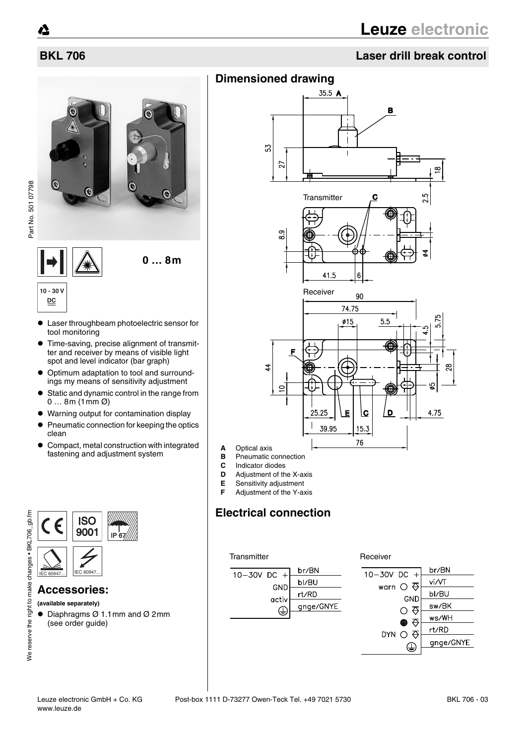# BKL 706

## Laser drill break control

Part No. 501 07798

0 … 8m

10 - 30 V DC

- Laser throughbeam photoelectric sensor for tool monitoring
- Time-saving, precise alignment of transmitter and receiver by means of visible light spot and level indicator (bar graph)
- Optimum adaptation to tool and surroundings my means of sensitivity adjustment
- Static and dynamic control in the range from 0 … 8m (1mm Ø)
- Warning output for contamination display
- Pneumatic connection for keeping the optics clean
- Compact, metal construction with integrated fastening and adjustment system

## Accessories:

**(available separately)**

- Diaphragms Ø 1.1mm and Ø 2mm (see order guide)

## Dimensioned drawing

- **A** Optical axis
- **B** Pneumatic connection
- **C** Indicator diodes
- **D** Adjustment of the X-axis
- **E** Sensitivity adjustment
- **F** Adjustment of the Y-axis

## Electrical connection

Transmitter

| Terminal | Wire |
|---|---|
| 10-30V DC + | br/BN |
| GND | bl/BU |
| activ | rt/RD |
| ⏚ | gnge/GNYE |

Receiver

| Terminal | Wire |
|---|---|
| 10-30V DC + | br/BN |
| warn | vi/VT |
| GND | bl/BU |
| | sw/BK |
| | ws/WH |
| DYN | rt/RD |
| ⏚ | gnge/GNYE |

We reserve the right to make changes • BKL706_gb.fm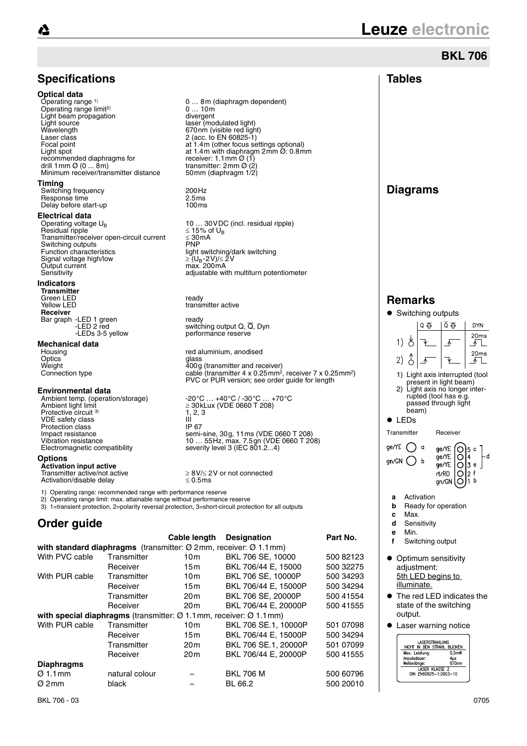# BKL 706

## Specifications

### Optical data

| | |
|---|---|
| Operating range [1] | 0 … 8m (diaphragm dependent) |
| Operating range limit[2] | 0 … 10m |
| Light beam propagation | divergent |
| Light source | laser (modulated light) |
| Wavelength | 670nm (visible red light) |
| Laser class | 2 (acc. to EN 60825-1) |
| Focal point | at 1.4m (other focus settings optional) |
| Light spot | at 1.4m with diaphragm 2mm Ø: 0.8mm |
| recommended diaphragms for drill 1mm Ø (0 ... 8m) | receiver: 1.1mm Ø (1) transmitter: 2mm Ø (2) |
| Minimum receiver/transmitter distance | 50mm (diaphragm 1/2) |

### Timing

| | |
|---|---|
| Switching frequency | 200Hz |
| Response time | 2.5ms |
| Delay before start-up | 100ms |

### Electrical data

| | |
|---|---|
| Operating voltage $U_B$ | 10 … 30VDC (incl. residual ripple) |
| Residual ripple | ≤ 15% of $U_B$ |
| Transmitter/receiver open-circuit current | ≤ 30mA |
| Switching outputs | PNP |
| Function characteristics | light switching/dark switching |
| Signal voltage high/low | ≥ ($U_B$-2V)/≤ 2V |
| Output current | max. 200mA |
| Sensitivity | adjustable with multiturn potentiometer |

### Indicators

| | |
|---|---|
| **Transmitter** | |
| Green LED | ready |
| Yellow LED | transmitter active |
| **Receiver** | |
| Bar graph -LED 1 green | ready |
| -LED 2 red | switching output Q, $\overline{Q}$, Dyn |
| -LEDs 3-5 yellow | performance reserve |

### Mechanical data

| | |
|---|---|
| Housing | red aluminium, anodised |
| Optics | glass |
| Weight | 400g (transmitter and receiver) |
| Connection type | cable (transmitter 4 x 0.25mm², receiver 7 x 0.25mm²) PVC or PUR version; see order guide for length |

### Environmental data

| | |
|---|---|
| Ambient temp. (operation/storage) | -20°C … +40°C / -30°C … +70°C |
| Ambient light limit | ≥ 30kLux (VDE 0660 T 208) |
| Protective circuit [3] | 1, 2, 3 |
| VDE safety class | III |
| Protection class | IP 67 |
| Impact resistance | semi-sine, 30g, 11ms (VDE 0660 T 208) |
| Vibration resistance | 10 … 55Hz, max. 7.5gn (VDE 0660 T 208) |
| Electromagnetic compatibility | severity level 3 (IEC 801.2...4) |

### Options

**Activation input active**

| | |
|---|---|
| Transmitter active/not active | ≥ 8V/≤ 2V or not connected |
| Activation/disable delay | ≤ 0.5ms |

1) Operating range: recommended range with performance reserve
2) Operating range limit: max. attainable range without performance reserve
3) 1=transient protection, 2=polarity reversal protection, 3=short-circuit protection for all outputs

## Order guide

| | | Cable length | Designation | Part No. |
|---|---|---|---|---|
| **with standard diaphragms** (transmitter: Ø 2mm, receiver: Ø 1.1mm) | | | | |
| With PVC cable | Transmitter | 10m | BKL 706 SE, 10000 | 500 82123 |
| | Receiver | 15m | BKL 706/44 E, 15000 | 500 32275 |
| With PUR cable | Transmitter | 10m | BKL 706 SE, 10000P | 500 34293 |
| | Receiver | 15m | BKL 706/44 E, 15000P | 500 34294 |
| | Transmitter | 20m | BKL 706 SE, 20000P | 500 41554 |
| | Receiver | 20m | BKL 706/44 E, 20000P | 500 41555 |
| **with special diaphragms** (transmitter: Ø 1.1mm, receiver: Ø 1.1mm) | | | | |
| With PUR cable | Transmitter | 10m | BKL 706 SE.1, 10000P | 501 07098 |
| | Receiver | 15m | BKL 706/44 E, 15000P | 500 34294 |
| | Transmitter | 20m | BKL 706 SE.1, 20000P | 501 07099 |
| | Receiver | 20m | BKL 706/44 E, 20000P | 500 41555 |
| **Diaphragms** | | | | |
| Ø 1.1mm | natural colour | – | BKL 706 M | 500 60796 |
| Ø 2mm | black | – | BL 66.2 | 500 20010 |

## Tables

## Diagrams

## Remarks

- Switching outputs

| | Q $\overline{Q}$ | $\overline{Q}$ Q | DYN |
|---|---|---|---|
| 1) | | | 20ms |
| 2) | | | 20ms |

1) Light axis interrupted (tool present in light beam)
2) Light axis no longer interrupted (tool has e.g. passed through light beam)

- LEDs

Transmitter: ge/YE a, gn/GN b

Receiver: ge/YE 5 c, ge/YE 4, ge/YE 3 e, rt/RD 2 f, gn/GN 1 b (LEDs 3–5: d)

**a** Activation
**b** Ready for operation
**c** Max.
**d** Sensitivity
**e** Min.
**f** Switching output

- Optimum sensitivity adjustment: 5th LED begins to illuminate.
- The red LED indicates the state of the switching output.
- Laser warning notice

LASERSTRAHLUNG
NICHT IN DEN STRAHL BLICKEN
Max. Leistung: 0,5mW
Impulsdauer: 4µs
Wellenlänge: 670nm
LASER KLASSE 2
DIN EN60825-1:2003-10

BKL 706 - 03 0705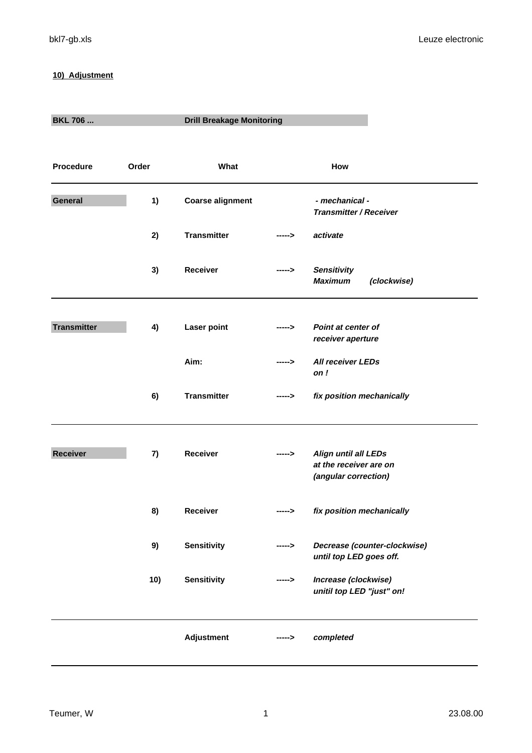## 10) Adjustment

**BKL 706 ...** **Drill Breakage Monitoring**

| Procedure | Order | What | | How |
|---|---|---|---|---|
| **General** | **1)** | **Coarse alignment** | | ***- mechanical -*** <br> ***Transmitter / Receiver*** |
| | **2)** | **Transmitter** | **----->** | ***activate*** |
| | **3)** | **Receiver** | **----->** | ***Sensitivity*** <br> ***Maximum (clockwise)*** |
| **Transmitter** | **4)** | **Laser point** | **----->** | ***Point at center of receiver aperture*** |
| | | **Aim:** | **----->** | ***All receiver LEDs on !*** |
| | **6)** | **Transmitter** | **----->** | ***fix position mechanically*** |
| **Receiver** | **7)** | **Receiver** | **----->** | ***Align until all LEDs at the receiver are on (angular correction)*** |
| | **8)** | **Receiver** | **----->** | ***fix position mechanically*** |
| | **9)** | **Sensitivity** | **----->** | ***Decrease (counter-clockwise) until top LED goes off.*** |
| | **10)** | **Sensitivity** | **----->** | ***Increase (clockwise) unitil top LED "just" on!*** |
| | | **Adjustment** | **----->** | ***completed*** |

Teumer, W 23.08.00